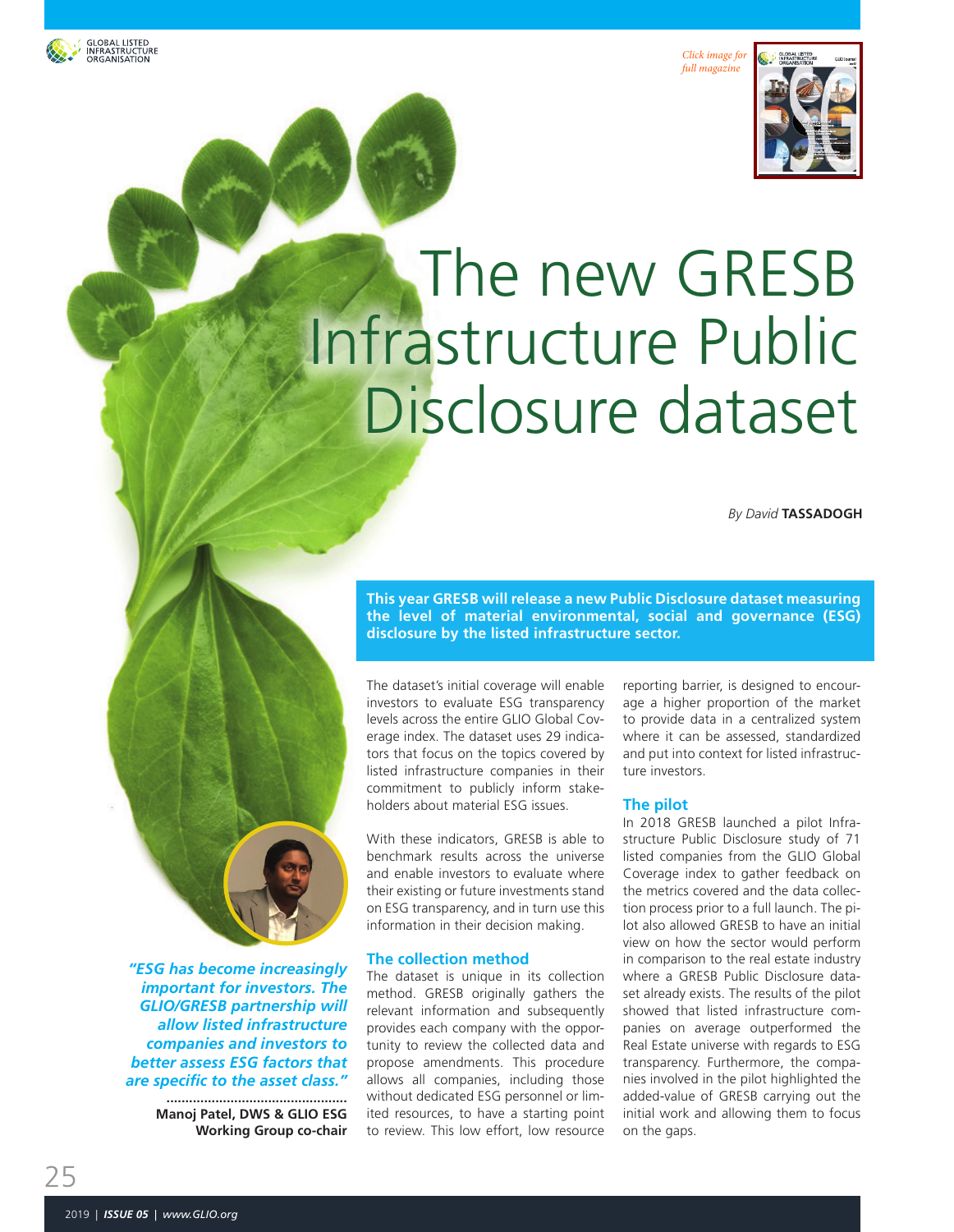# The new GRESB Infrastructure Public Disclosure dataset

*By David* **TASSADOGH**

**This year GRESB will release a new Public Disclosure dataset measuring the level of material environmental, social and governance (ESG) disclosure by the listed infrastructure sector.**

The dataset's initial coverage will enable investors to evaluate ESG transparency levels across the entire GLIO Global Coverage index. The dataset uses 29 indicators that focus on the topics covered by listed infrastructure companies in their commitment to publicly inform stakeholders about material ESG issues.

With these indicators, GRESB is able to benchmark results across the universe and enable investors to evaluate where their existing or future investments stand on ESG transparency, and in turn use this information in their decision making.

***"ESG has become increasingly important for investors. The GLIO/GRESB partnership will allow listed infrastructure companies and investors to better assess ESG factors that are specific to the asset class."***

**Manoj Patel, DWS & GLIO ESG Working Group co-chair**

## The collection method

The dataset is unique in its collection method. GRESB originally gathers the relevant information and subsequently provides each company with the opportunity to review the collected data and propose amendments. This procedure allows all companies, including those without dedicated ESG personnel or limited resources, to have a starting point to review. This low effort, low resource reporting barrier, is designed to encourage a higher proportion of the market to provide data in a centralized system where it can be assessed, standardized and put into context for listed infrastructure investors.

## The pilot

In 2018 GRESB launched a pilot Infrastructure Public Disclosure study of 71 listed companies from the GLIO Global Coverage index to gather feedback on the metrics covered and the data collection process prior to a full launch. The pilot also allowed GRESB to have an initial view on how the sector would perform in comparison to the real estate industry where a GRESB Public Disclosure dataset already exists. The results of the pilot showed that listed infrastructure companies on average outperformed the Real Estate universe with regards to ESG transparency. Furthermore, the companies involved in the pilot highlighted the added-value of GRESB carrying out the initial work and allowing them to focus on the gaps.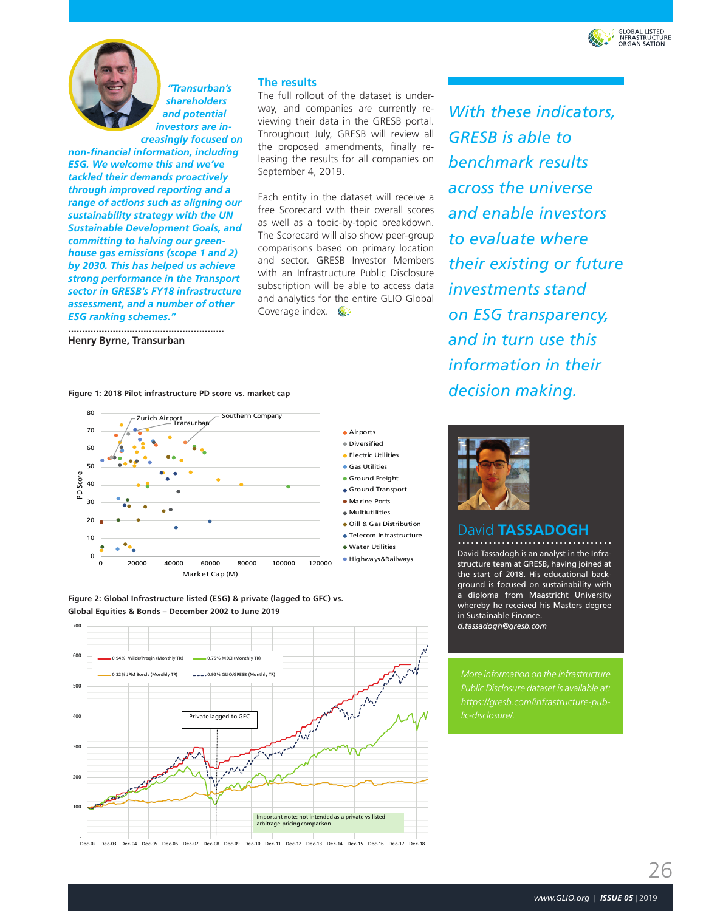*"Transurban's shareholders and potential investors are increasingly focused on non-financial information, including ESG. We welcome this and we've tackled their demands proactively through improved reporting and a range of actions such as aligning our sustainability strategy with the UN Sustainable Development Goals, and committing to halving our greenhouse gas emissions (scope 1 and 2) by 2030. This has helped us achieve strong performance in the Transport sector in GRESB's FY18 infrastructure assessment, and a number of other ESG ranking schemes."*

**Henry Byrne, Transurban**

## The results

The full rollout of the dataset is underway, and companies are currently reviewing their data in the GRESB portal. Throughout July, GRESB will review all the proposed amendments, finally releasing the results for all companies on September 4, 2019.

Each entity in the dataset will receive a free Scorecard with their overall scores as well as a topic-by-topic breakdown. The Scorecard will also show peer-group comparisons based on primary location and sector. GRESB Investor Members with an Infrastructure Public Disclosure subscription will be able to access data and analytics for the entire GLIO Global Coverage index.

*With these indicators, GRESB is able to benchmark results across the universe and enable investors to evaluate where their existing or future investments stand on ESG transparency, and in turn use this information in their decision making.*

**Figure 1: 2018 Pilot infrastructure PD score vs. market cap**

PD Score
Market Cap (M)
0 20000 40000 60000 80000 100000 120000
0 10 20 30 40 50 60 70 80
Zurich Airport
Transurban
Southern Company
Airports
Diversified
Electric Utilities
Gas Utilities
Ground Freight
Ground Transport
Marine Ports
Multiutilities
Oill & Gas Distribution
Telecom Infrastructure
Water Utilities
Highways&Railways

**Figure 2: Global Infrastructure listed (ESG) & private (lagged to GFC) vs. Global Equities & Bonds – December 2002 to June 2019**

0.94% Wilde/Preqin (Monthly TR)
0.75% MSCI (Monthly TR)
0.32% JPM Bonds (Monthly TR)
0.92% GLIO/GRESB (Monthly TR)
Private lagged to GFC
Important note: not intended as a private vs listed arbitrage pricing comparison
- 100 200 300 400 500 600 700
Dec-02 Dec-03 Dec-04 Dec-05 Dec-06 Dec-07 Dec-08 Dec-09 Dec-10 Dec-11 Dec-12 Dec-13 Dec-14 Dec-15 Dec-16 Dec-17 Dec-18

## David **TASSADOGH**

David Tassadogh is an analyst in the Infrastructure team at GRESB, having joined at the start of 2018. His educational background is focused on sustainability with a diploma from Maastricht University whereby he received his Masters degree in Sustainable Finance.
*d.tassadogh@gresb.com*

*More information on the Infrastructure Public Disclosure dataset is available at: https://gresb.com/infrastructure-public-disclosure/.*